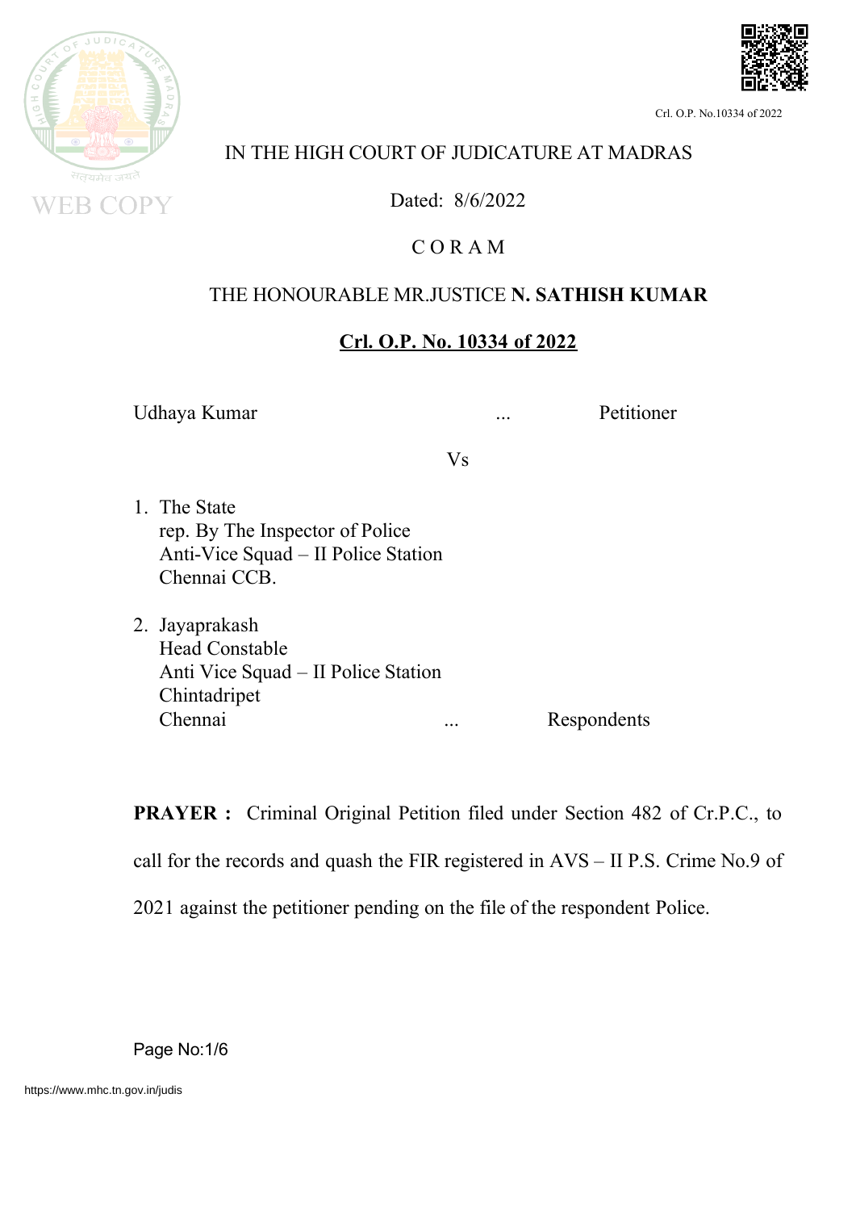IN THE HIGH COURT OF JUDICATURE AT MADRAS

Dated: 8/6/2022

C O R A M

THE HONOURABLE MR.JUSTICE **N. SATHISH KUMAR**

**Crl. O.P. No. 10334 of 2022**

Udhaya Kumar ... Petitioner

Vs

1. The State
   rep. By The Inspector of Police
   Anti-Vice Squad – II Police Station
   Chennai CCB.

2. Jayaprakash
   Head Constable
   Anti Vice Squad – II Police Station
   Chintadripet
   Chennai ... Respondents

**PRAYER :** Criminal Original Petition filed under Section 482 of Cr.P.C., to call for the records and quash the FIR registered in AVS – II P.S. Crime No.9 of 2021 against the petitioner pending on the file of the respondent Police.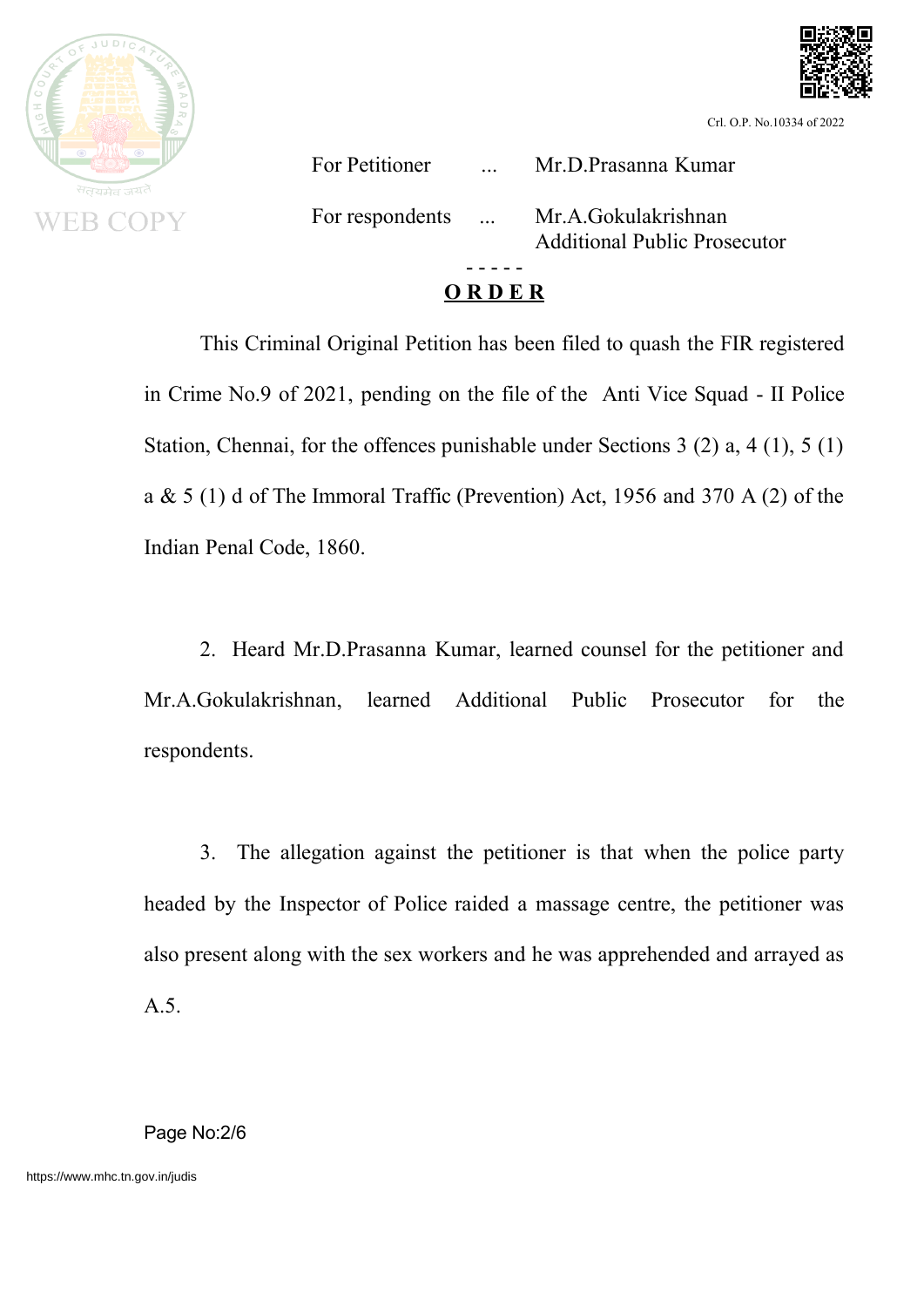| | | |
|---|---|---|
| For Petitioner | ... | Mr.D.Prasanna Kumar |
| For respondents | ... | Mr.A.Gokulakrishnan<br>Additional Public Prosecutor |

- - - - -

**O R D E R**

This Criminal Original Petition has been filed to quash the FIR registered in Crime No.9 of 2021, pending on the file of the Anti Vice Squad - II Police Station, Chennai, for the offences punishable under Sections 3 (2) a, 4 (1), 5 (1) a & 5 (1) d of The Immoral Traffic (Prevention) Act, 1956 and 370 A (2) of the Indian Penal Code, 1860.

2. Heard Mr.D.Prasanna Kumar, learned counsel for the petitioner and Mr.A.Gokulakrishnan, learned Additional Public Prosecutor for the respondents.

3. The allegation against the petitioner is that when the police party headed by the Inspector of Police raided a massage centre, the petitioner was also present along with the sex workers and he was apprehended and arrayed as A.5.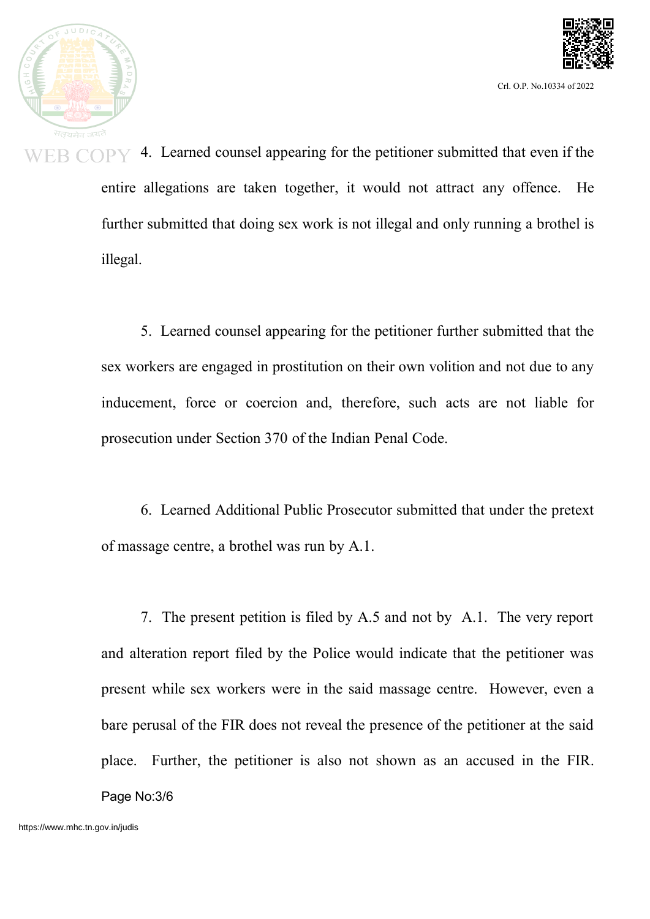4. Learned counsel appearing for the petitioner submitted that even if the entire allegations are taken together, it would not attract any offence. He further submitted that doing sex work is not illegal and only running a brothel is illegal.

5. Learned counsel appearing for the petitioner further submitted that the sex workers are engaged in prostitution on their own volition and not due to any inducement, force or coercion and, therefore, such acts are not liable for prosecution under Section 370 of the Indian Penal Code.

6. Learned Additional Public Prosecutor submitted that under the pretext of massage centre, a brothel was run by A.1.

7. The present petition is filed by A.5 and not by A.1. The very report and alteration report filed by the Police would indicate that the petitioner was present while sex workers were in the said massage centre. However, even a bare perusal of the FIR does not reveal the presence of the petitioner at the said place. Further, the petitioner is also not shown as an accused in the FIR.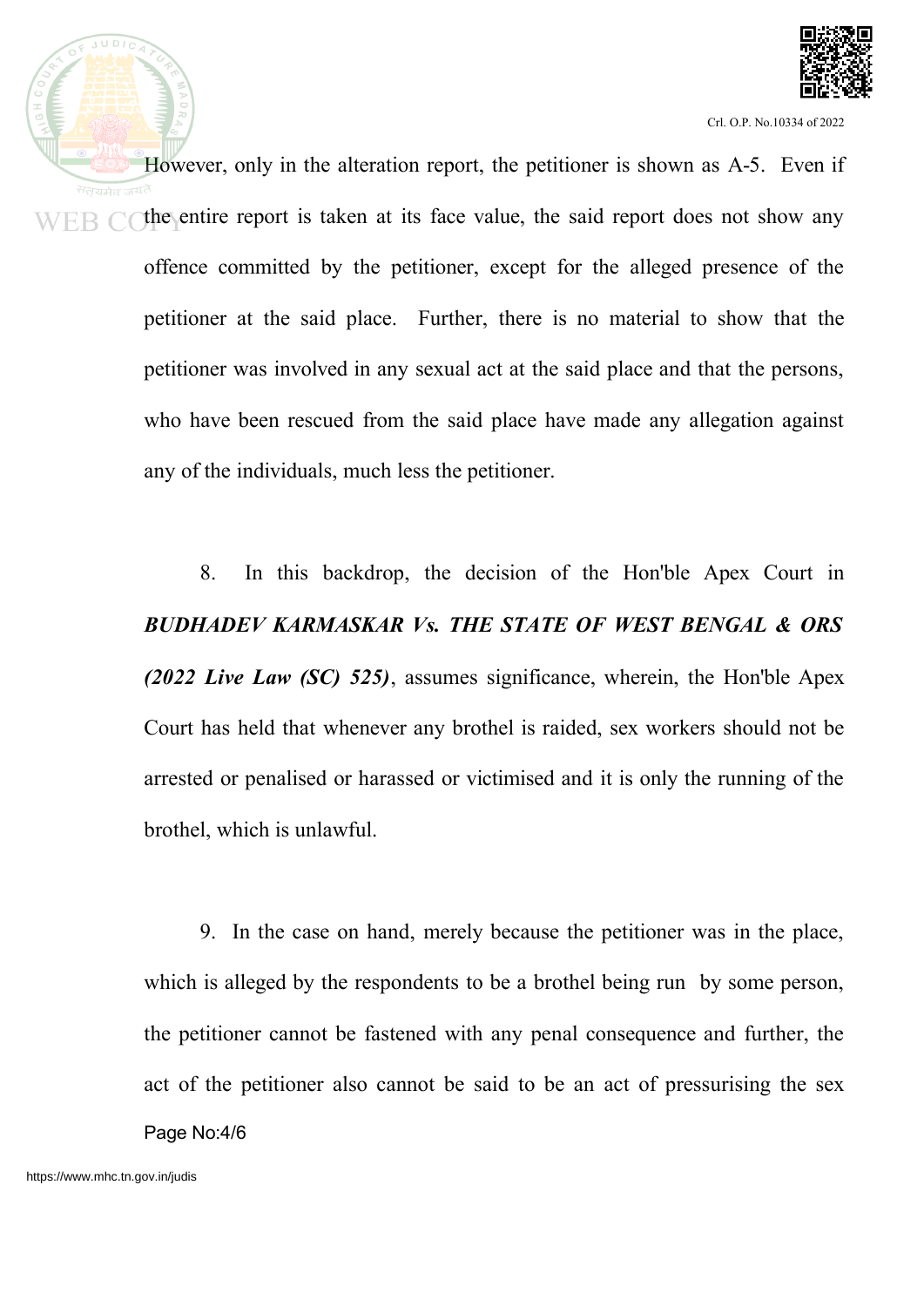However, only in the alteration report, the petitioner is shown as A-5. Even if the entire report is taken at its face value, the said report does not show any offence committed by the petitioner, except for the alleged presence of the petitioner at the said place. Further, there is no material to show that the petitioner was involved in any sexual act at the said place and that the persons, who have been rescued from the said place have made any allegation against any of the individuals, much less the petitioner.

8. In this backdrop, the decision of the Hon'ble Apex Court in ***BUDHADEV KARMASKAR Vs. THE STATE OF WEST BENGAL & ORS (2022 Live Law (SC) 525)***, assumes significance, wherein, the Hon'ble Apex Court has held that whenever any brothel is raided, sex workers should not be arrested or penalised or harassed or victimised and it is only the running of the brothel, which is unlawful.

9. In the case on hand, merely because the petitioner was in the place, which is alleged by the respondents to be a brothel being run by some person, the petitioner cannot be fastened with any penal consequence and further, the act of the petitioner also cannot be said to be an act of pressurising the sex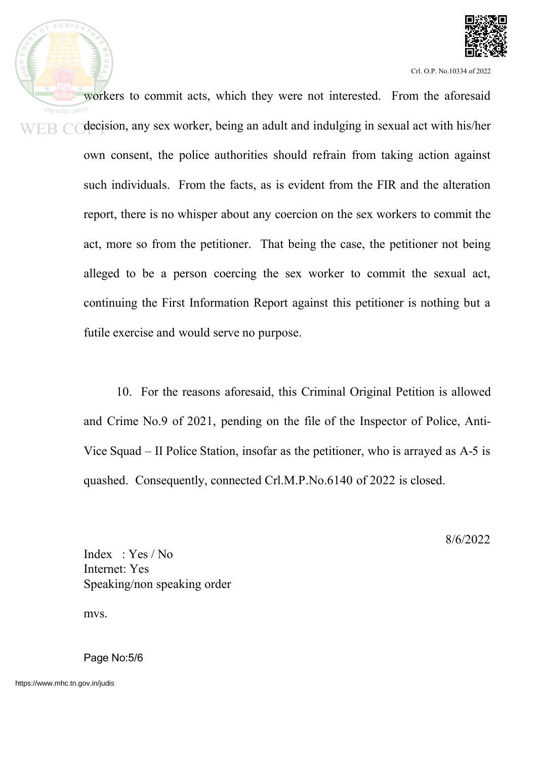workers to commit acts, which they were not interested. From the aforesaid decision, any sex worker, being an adult and indulging in sexual act with his/her own consent, the police authorities should refrain from taking action against such individuals. From the facts, as is evident from the FIR and the alteration report, there is no whisper about any coercion on the sex workers to commit the act, more so from the petitioner. That being the case, the petitioner not being alleged to be a person coercing the sex worker to commit the sexual act, continuing the First Information Report against this petitioner is nothing but a futile exercise and would serve no purpose.

10. For the reasons aforesaid, this Criminal Original Petition is allowed and Crime No.9 of 2021, pending on the file of the Inspector of Police, Anti-Vice Squad – II Police Station, insofar as the petitioner, who is arrayed as A-5 is quashed. Consequently, connected Crl.M.P.No.6140 of 2022 is closed.

8/6/2022

Index : Yes / No
Internet: Yes
Speaking/non speaking order

mvs.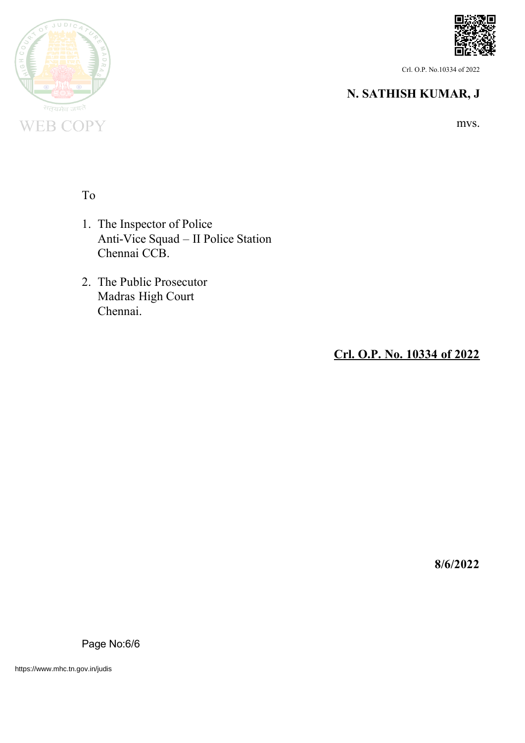**N. SATHISH KUMAR, J**

mvs.

To

1. The Inspector of Police
   Anti-Vice Squad – II Police Station
   Chennai CCB.

2. The Public Prosecutor
   Madras High Court
   Chennai.

**Crl. O.P. No. 10334 of 2022**

**8/6/2022**